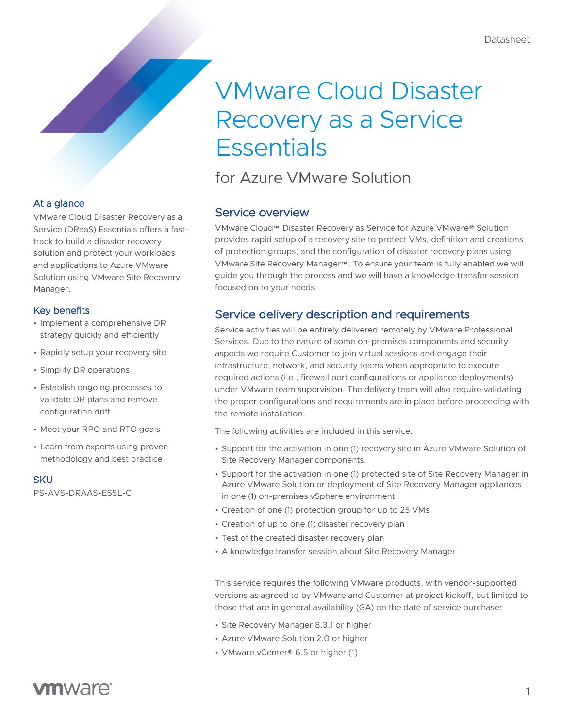Datasheet

# VMware Cloud Disaster Recovery as a Service Essentials

## for Azure VMware Solution

### At a glance

VMware Cloud Disaster Recovery as a Service (DRaaS) Essentials offers a fast-track to build a disaster recovery solution and protect your workloads and applications to Azure VMware Solution using VMware Site Recovery Manager.

### Key benefits

- Implement a comprehensive DR strategy quickly and efficiently
- Rapidly setup your recovery site
- Simplify DR operations
- Establish ongoing processes to validate DR plans and remove configuration drift
- Meet your RPO and RTO goals
- Learn from experts using proven methodology and best practice

### SKU

PS-AVS-DRAAS-ESSL-C

## Service overview

VMware Cloud™ Disaster Recovery as Service for Azure VMware® Solution provides rapid setup of a recovery site to protect VMs, definition and creations of protection groups, and the configuration of disaster recovery plans using VMware Site Recovery Manager™. To ensure your team is fully enabled we will guide you through the process and we will have a knowledge transfer session focused on to your needs.

## Service delivery description and requirements

Service activities will be entirely delivered remotely by VMware Professional Services. Due to the nature of some on-premises components and security aspects we require Customer to join virtual sessions and engage their infrastructure, network, and security teams when appropriate to execute required actions (i.e., firewall port configurations or appliance deployments) under VMware team supervision. The delivery team will also require validating the proper configurations and requirements are in place before proceeding with the remote installation.

The following activities are included in this service:

- Support for the activation in one (1) recovery site in Azure VMware Solution of Site Recovery Manager components.
- Support for the activation in one (1) protected site of Site Recovery Manager in Azure VMware Solution or deployment of Site Recovery Manager appliances in one (1) on-premises vSphere environment
- Creation of one (1) protection group for up to 25 VMs
- Creation of up to one (1) disaster recovery plan
- Test of the created disaster recovery plan
- A knowledge transfer session about Site Recovery Manager

This service requires the following VMware products, with vendor-supported versions as agreed to by VMware and Customer at project kickoff, but limited to those that are in general availability (GA) on the date of service purchase:

- Site Recovery Manager 8.3.1 or higher
- Azure VMware Solution 2.0 or higher
- VMware vCenter® 6.5 or higher (*)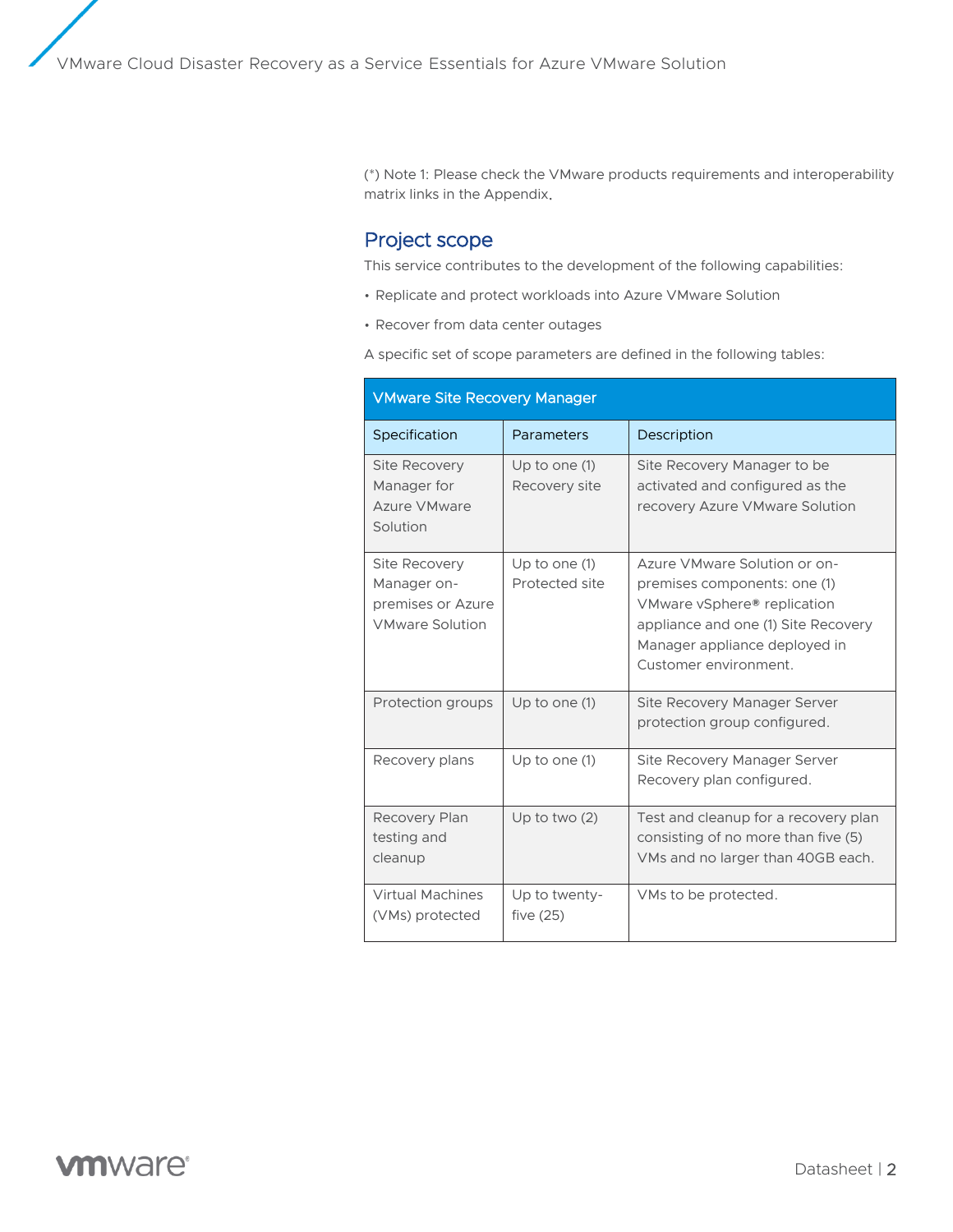(*) Note 1: Please check the VMware products requirements and interoperability matrix links in the Appendix.

## Project scope

This service contributes to the development of the following capabilities:

- Replicate and protect workloads into Azure VMware Solution
- Recover from data center outages

A specific set of scope parameters are defined in the following tables:

| VMware Site Recovery Manager | | |
|---|---|---|
| **Specification** | **Parameters** | **Description** |
| Site Recovery Manager for Azure VMware Solution | Up to one (1) Recovery site | Site Recovery Manager to be activated and configured as the recovery Azure VMware Solution |
| Site Recovery Manager on-premises or Azure VMware Solution | Up to one (1) Protected site | Azure VMware Solution or on-premises components: one (1) VMware vSphere® replication appliance and one (1) Site Recovery Manager appliance deployed in Customer environment. |
| Protection groups | Up to one (1) | Site Recovery Manager Server protection group configured. |
| Recovery plans | Up to one (1) | Site Recovery Manager Server Recovery plan configured. |
| Recovery Plan testing and cleanup | Up to two (2) | Test and cleanup for a recovery plan consisting of no more than five (5) VMs and no larger than 40GB each. |
| Virtual Machines (VMs) protected | Up to twenty-five (25) | VMs to be protected. |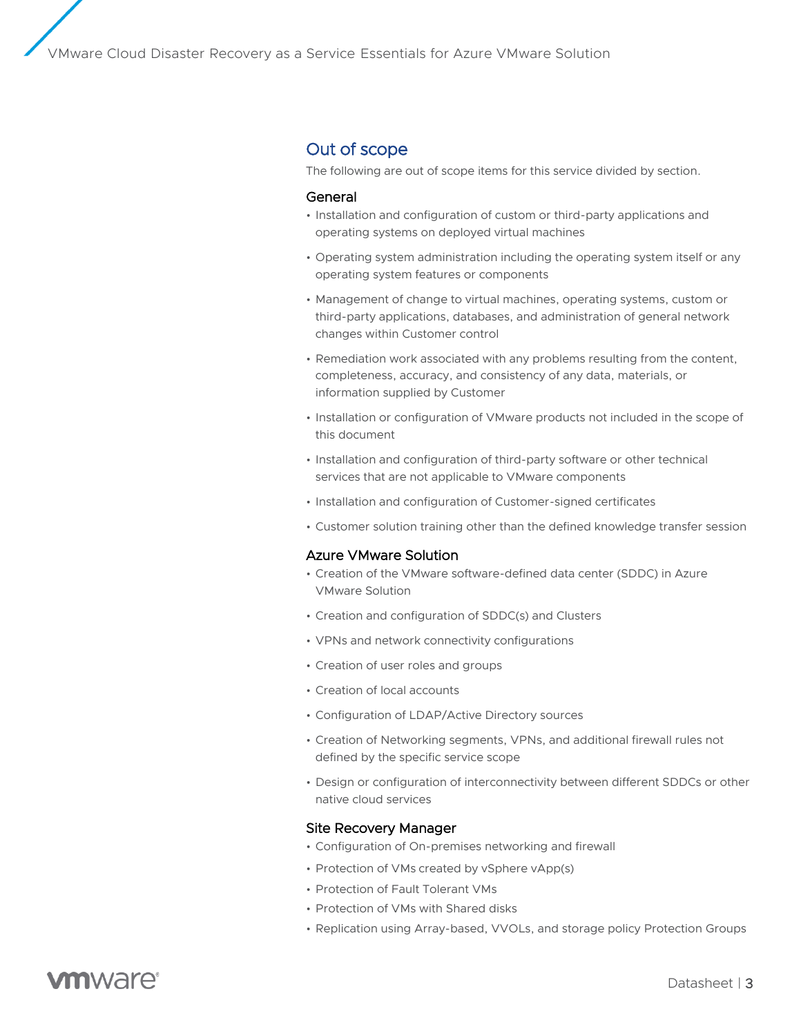## Out of scope

The following are out of scope items for this service divided by section.

### General

- Installation and configuration of custom or third-party applications and operating systems on deployed virtual machines
- Operating system administration including the operating system itself or any operating system features or components
- Management of change to virtual machines, operating systems, custom or third-party applications, databases, and administration of general network changes within Customer control
- Remediation work associated with any problems resulting from the content, completeness, accuracy, and consistency of any data, materials, or information supplied by Customer
- Installation or configuration of VMware products not included in the scope of this document
- Installation and configuration of third-party software or other technical services that are not applicable to VMware components
- Installation and configuration of Customer-signed certificates
- Customer solution training other than the defined knowledge transfer session

### Azure VMware Solution

- Creation of the VMware software-defined data center (SDDC) in Azure VMware Solution
- Creation and configuration of SDDC(s) and Clusters
- VPNs and network connectivity configurations
- Creation of user roles and groups
- Creation of local accounts
- Configuration of LDAP/Active Directory sources
- Creation of Networking segments, VPNs, and additional firewall rules not defined by the specific service scope
- Design or configuration of interconnectivity between different SDDCs or other native cloud services

### Site Recovery Manager

- Configuration of On-premises networking and firewall
- Protection of VMs created by vSphere vApp(s)
- Protection of Fault Tolerant VMs
- Protection of VMs with Shared disks
- Replication using Array-based, VVOLs, and storage policy Protection Groups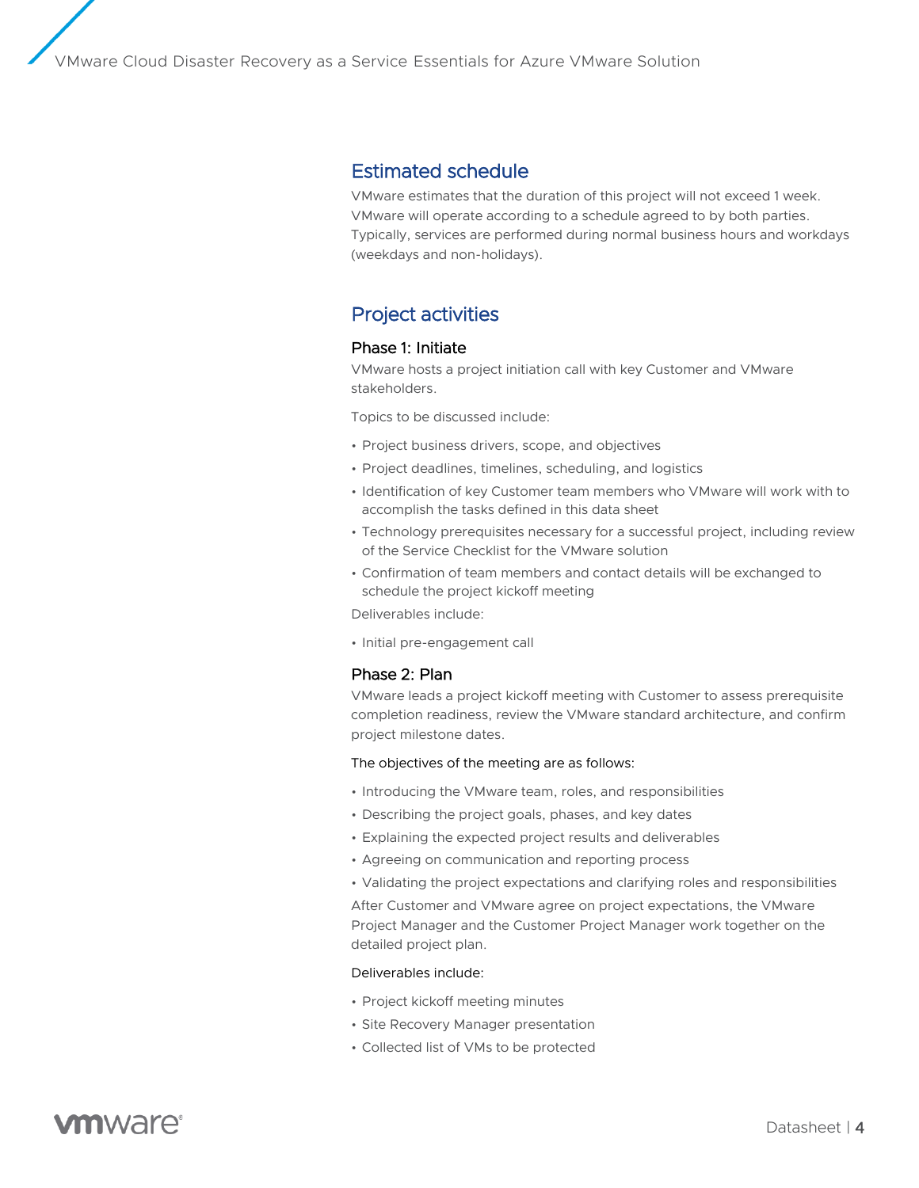## Estimated schedule

VMware estimates that the duration of this project will not exceed 1 week. VMware will operate according to a schedule agreed to by both parties. Typically, services are performed during normal business hours and workdays (weekdays and non-holidays).

## Project activities

### Phase 1: Initiate

VMware hosts a project initiation call with key Customer and VMware stakeholders.

Topics to be discussed include:

- Project business drivers, scope, and objectives
- Project deadlines, timelines, scheduling, and logistics
- Identification of key Customer team members who VMware will work with to accomplish the tasks defined in this data sheet
- Technology prerequisites necessary for a successful project, including review of the Service Checklist for the VMware solution
- Confirmation of team members and contact details will be exchanged to schedule the project kickoff meeting

Deliverables include:

- Initial pre-engagement call

### Phase 2: Plan

VMware leads a project kickoff meeting with Customer to assess prerequisite completion readiness, review the VMware standard architecture, and confirm project milestone dates.

The objectives of the meeting are as follows:

- Introducing the VMware team, roles, and responsibilities
- Describing the project goals, phases, and key dates
- Explaining the expected project results and deliverables
- Agreeing on communication and reporting process
- Validating the project expectations and clarifying roles and responsibilities

After Customer and VMware agree on project expectations, the VMware Project Manager and the Customer Project Manager work together on the detailed project plan.

Deliverables include:

- Project kickoff meeting minutes
- Site Recovery Manager presentation
- Collected list of VMs to be protected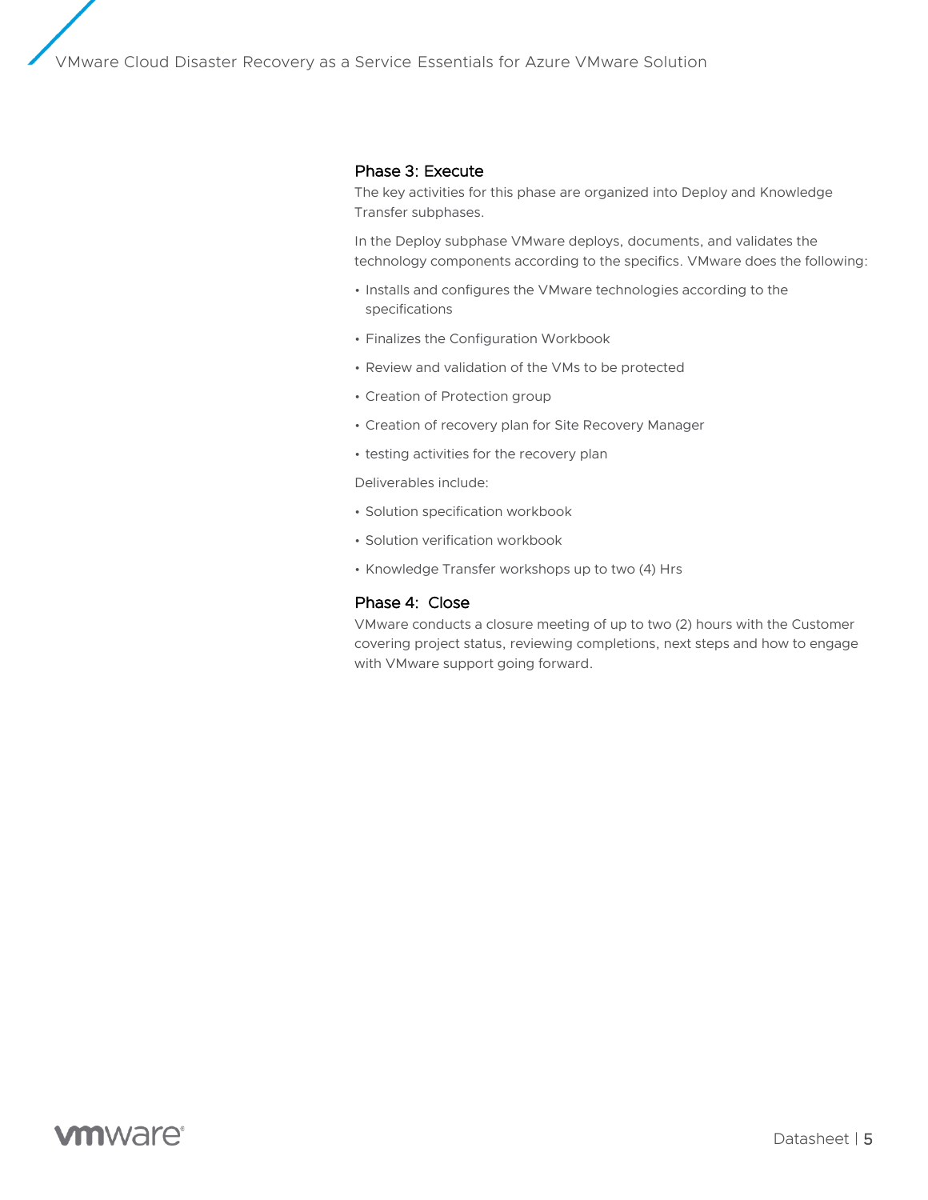### Phase 3: Execute

The key activities for this phase are organized into Deploy and Knowledge Transfer subphases.

In the Deploy subphase VMware deploys, documents, and validates the technology components according to the specifics. VMware does the following:

- Installs and configures the VMware technologies according to the specifications
- Finalizes the Configuration Workbook
- Review and validation of the VMs to be protected
- Creation of Protection group
- Creation of recovery plan for Site Recovery Manager
- testing activities for the recovery plan

Deliverables include:

- Solution specification workbook
- Solution verification workbook
- Knowledge Transfer workshops up to two (4) Hrs

### Phase 4: Close

VMware conducts a closure meeting of up to two (2) hours with the Customer covering project status, reviewing completions, next steps and how to engage with VMware support going forward.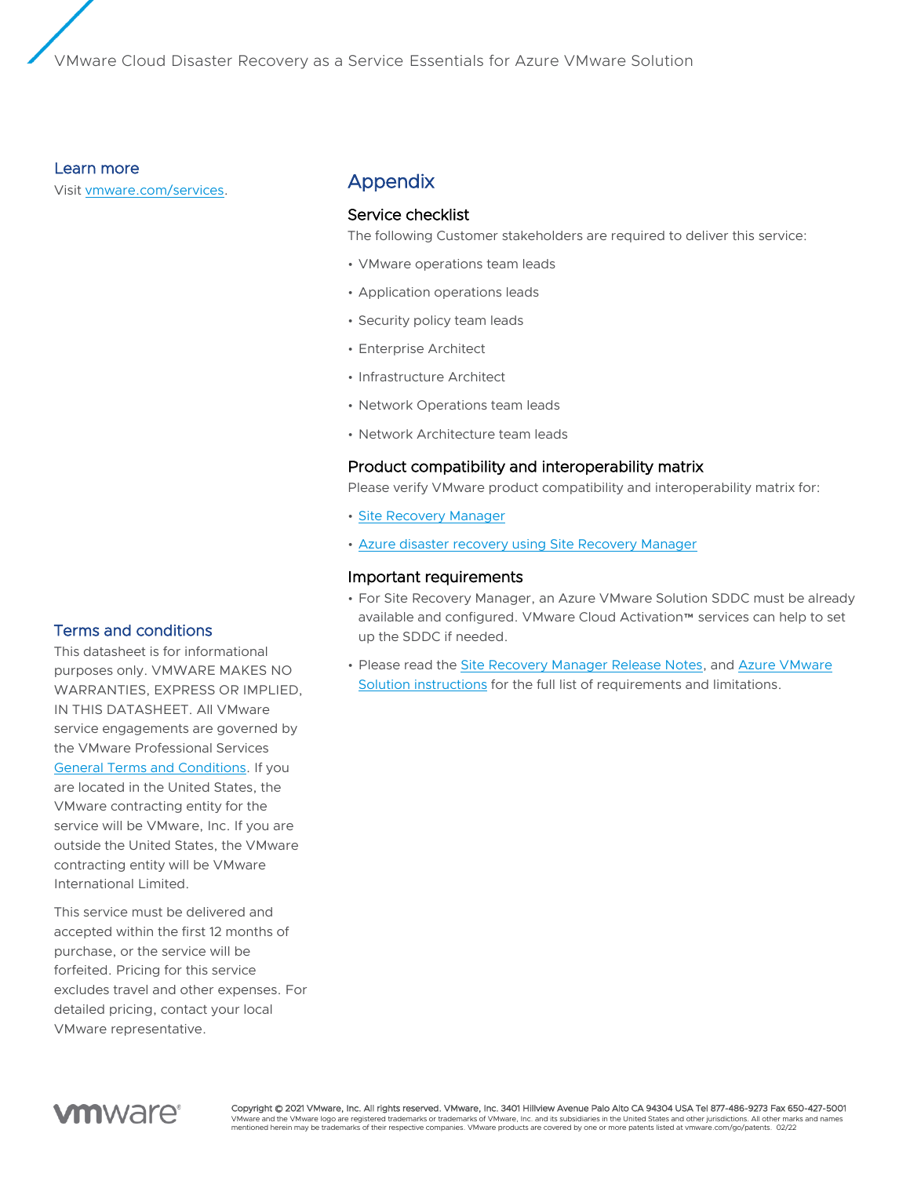## Learn more

Visit [vmware.com/services](vmware.com/services).

## Terms and conditions

This datasheet is for informational purposes only. VMWARE MAKES NO WARRANTIES, EXPRESS OR IMPLIED, IN THIS DATASHEET. All VMware service engagements are governed by the VMware Professional Services General Terms and Conditions. If you are located in the United States, the VMware contracting entity for the service will be VMware, Inc. If you are outside the United States, the VMware contracting entity will be VMware International Limited.

This service must be delivered and accepted within the first 12 months of purchase, or the service will be forfeited. Pricing for this service excludes travel and other expenses. For detailed pricing, contact your local VMware representative.

# Appendix

### Service checklist

The following Customer stakeholders are required to deliver this service:

- VMware operations team leads
- Application operations leads
- Security policy team leads
- Enterprise Architect
- Infrastructure Architect
- Network Operations team leads
- Network Architecture team leads

### Product compatibility and interoperability matrix

Please verify VMware product compatibility and interoperability matrix for:

- Site Recovery Manager
- Azure disaster recovery using Site Recovery Manager

### Important requirements

- For Site Recovery Manager, an Azure VMware Solution SDDC must be already available and configured. VMware Cloud Activation™ services can help to set up the SDDC if needed.
- Please read the Site Recovery Manager Release Notes, and Azure VMware Solution instructions for the full list of requirements and limitations.

Copyright © 2021 VMware, Inc. All rights reserved. VMware, Inc. 3401 Hillview Avenue Palo Alto CA 94304 USA Tel 877-486-9273 Fax 650-427-5001 VMware and the VMware logo are registered trademarks or trademarks of VMware, Inc. and its subsidiaries in the United States and other jurisdictions. All other marks and names mentioned herein may be trademarks of their respective companies. VMware products are covered by one or more patents listed at vmware.com/go/patents. 02/22